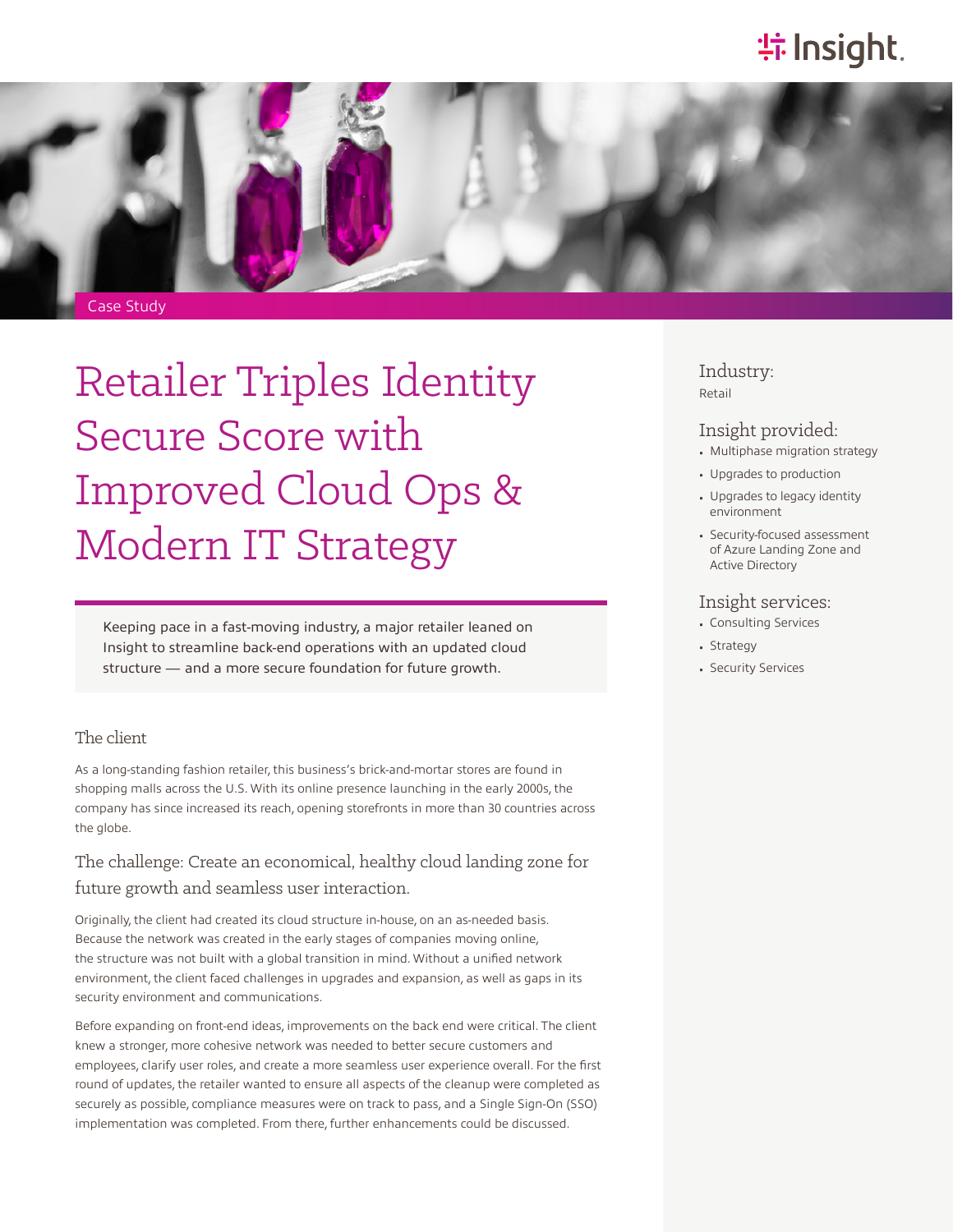Case Study

# Retailer Triples Identity Secure Score with Improved Cloud Ops & Modern IT Strategy

Keeping pace in a fast-moving industry, a major retailer leaned on Insight to streamline back-end operations with an updated cloud structure — and a more secure foundation for future growth.

## The client

As a long-standing fashion retailer, this business's brick-and-mortar stores are found in shopping malls across the U.S. With its online presence launching in the early 2000s, the company has since increased its reach, opening storefronts in more than 30 countries across the globe.

## The challenge: Create an economical, healthy cloud landing zone for future growth and seamless user interaction.

Originally, the client had created its cloud structure in-house, on an as-needed basis. Because the network was created in the early stages of companies moving online, the structure was not built with a global transition in mind. Without a unified network environment, the client faced challenges in upgrades and expansion, as well as gaps in its security environment and communications.

Before expanding on front-end ideas, improvements on the back end were critical. The client knew a stronger, more cohesive network was needed to better secure customers and employees, clarify user roles, and create a more seamless user experience overall. For the first round of updates, the retailer wanted to ensure all aspects of the cleanup were completed as securely as possible, compliance measures were on track to pass, and a Single Sign-On (SSO) implementation was completed. From there, further enhancements could be discussed.

### Industry:

Retail

### Insight provided:

- Multiphase migration strategy
- Upgrades to production
- Upgrades to legacy identity environment
- Security-focused assessment of Azure Landing Zone and Active Directory

### Insight services:

- Consulting Services
- Strategy
- Security Services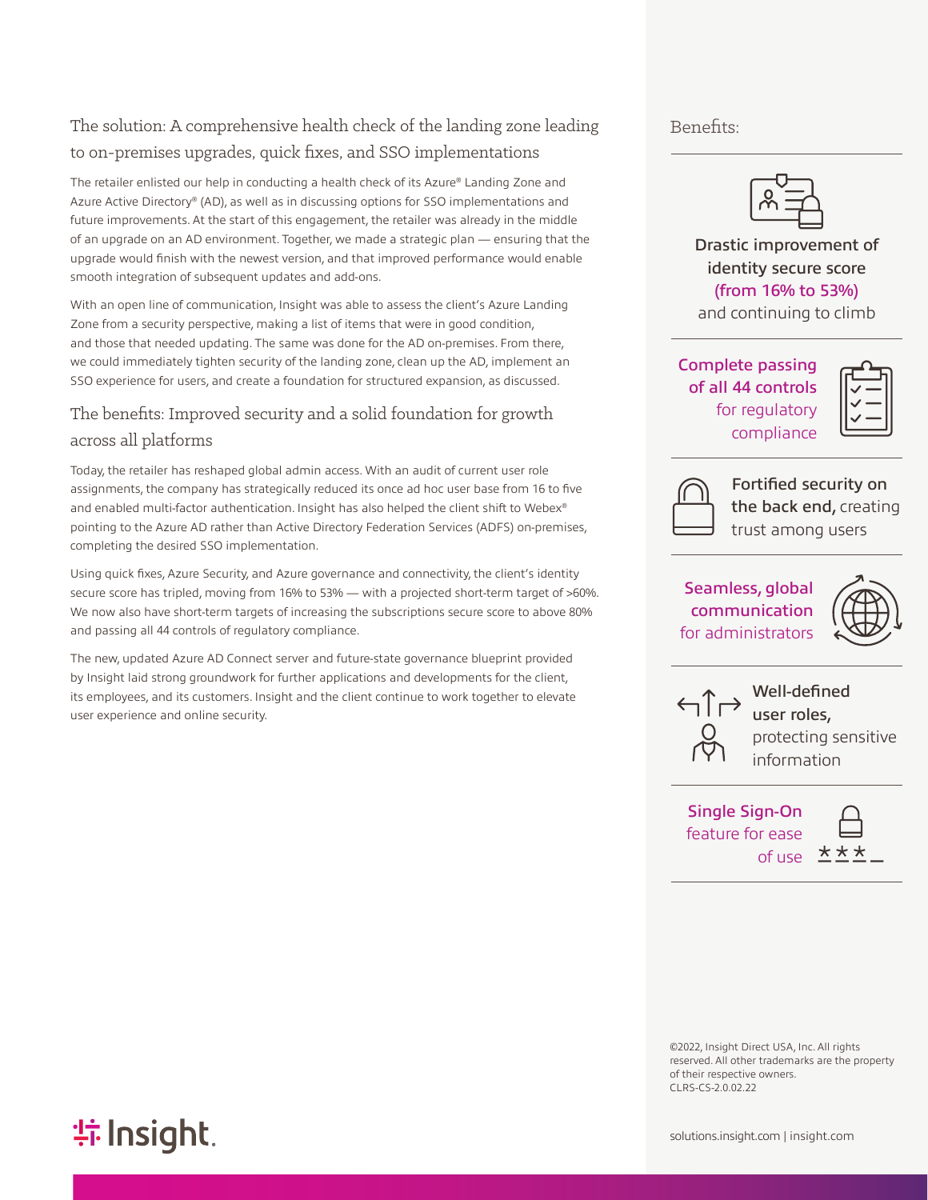## The solution: A comprehensive health check of the landing zone leading to on-premises upgrades, quick fixes, and SSO implementations

The retailer enlisted our help in conducting a health check of its Azure® Landing Zone and Azure Active Directory® (AD), as well as in discussing options for SSO implementations and future improvements. At the start of this engagement, the retailer was already in the middle of an upgrade on an AD environment. Together, we made a strategic plan — ensuring that the upgrade would finish with the newest version, and that improved performance would enable smooth integration of subsequent updates and add-ons.

With an open line of communication, Insight was able to assess the client's Azure Landing Zone from a security perspective, making a list of items that were in good condition, and those that needed updating. The same was done for the AD on-premises. From there, we could immediately tighten security of the landing zone, clean up the AD, implement an SSO experience for users, and create a foundation for structured expansion, as discussed.

## The benefits: Improved security and a solid foundation for growth across all platforms

Today, the retailer has reshaped global admin access. With an audit of current user role assignments, the company has strategically reduced its once ad hoc user base from 16 to five and enabled multi-factor authentication. Insight has also helped the client shift to Webex® pointing to the Azure AD rather than Active Directory Federation Services (ADFS) on-premises, completing the desired SSO implementation.

Using quick fixes, Azure Security, and Azure governance and connectivity, the client's identity secure score has tripled, moving from 16% to 53% — with a projected short-term target of >60%. We now also have short-term targets of increasing the subscriptions secure score to above 80% and passing all 44 controls of regulatory compliance.

The new, updated Azure AD Connect server and future-state governance blueprint provided by Insight laid strong groundwork for further applications and developments for the client, its employees, and its customers. Insight and the client continue to work together to elevate user experience and online security.

## Benefits:

**Drastic improvement of identity secure score (from 16% to 53%)** and continuing to climb

**Complete passing of all 44 controls** for regulatory compliance

**Fortified security on the back end,** creating trust among users

**Seamless, global communication** for administrators

**Well-defined user roles,** protecting sensitive information

**Single Sign-On** feature for ease of use

©2022, Insight Direct USA, Inc. All rights reserved. All other trademarks are the property of their respective owners.
CLRS-CS-2.0.02.22

solutions.insight.com | insight.com